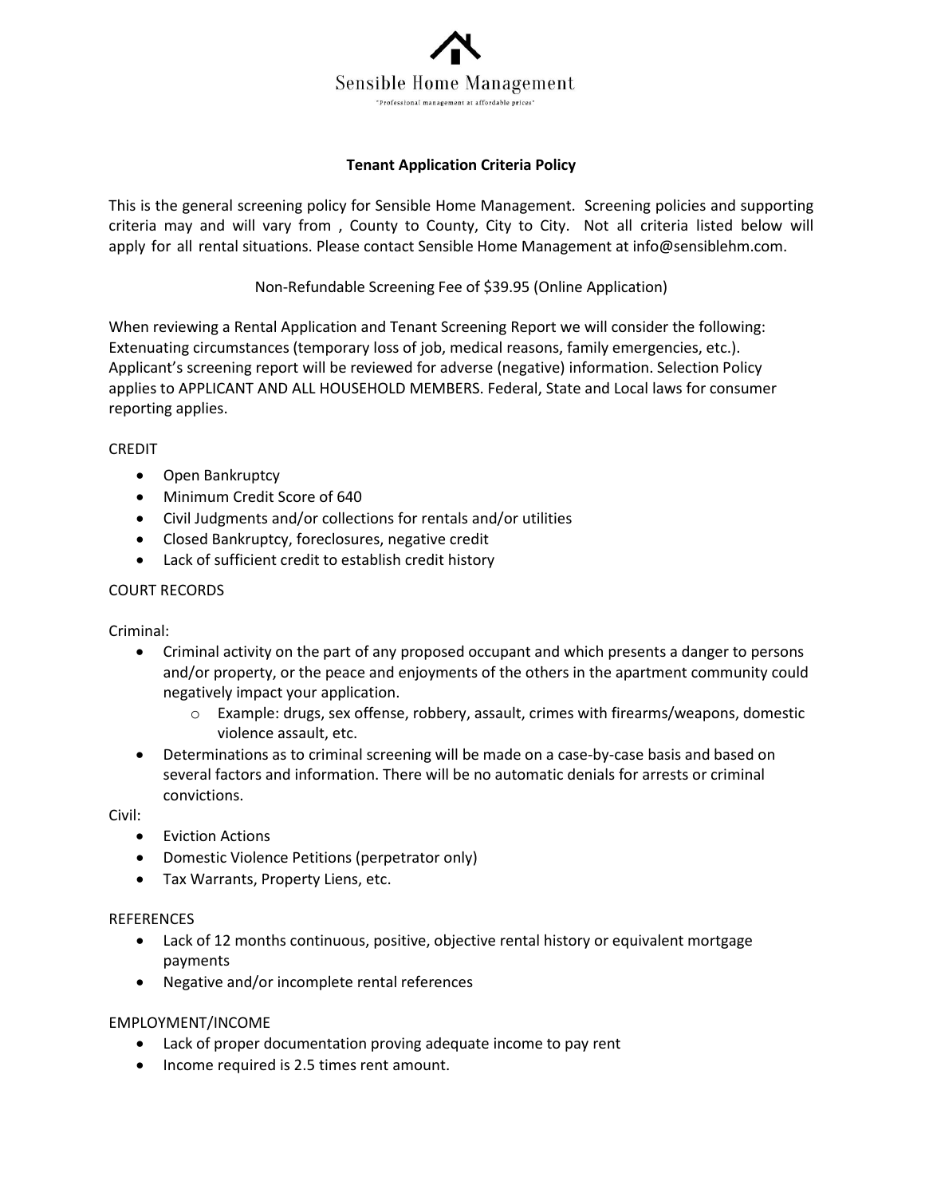Sensible Home Management

"Professional management at affordable prices"

## Tenant Application Criteria Policy

This is the general screening policy for Sensible Home Management. Screening policies and supporting criteria may and will vary from , County to County, City to City. Not all criteria listed below will apply for all rental situations. Please contact Sensible Home Management at info@sensiblehm.com.

Non-Refundable Screening Fee of $39.95 (Online Application)

When reviewing a Rental Application and Tenant Screening Report we will consider the following: Extenuating circumstances (temporary loss of job, medical reasons, family emergencies, etc.). Applicant's screening report will be reviewed for adverse (negative) information. Selection Policy applies to APPLICANT AND ALL HOUSEHOLD MEMBERS. Federal, State and Local laws for consumer reporting applies.

CREDIT

- Open Bankruptcy
- Minimum Credit Score of 640
- Civil Judgments and/or collections for rentals and/or utilities
- Closed Bankruptcy, foreclosures, negative credit
- Lack of sufficient credit to establish credit history

COURT RECORDS

Criminal:

- Criminal activity on the part of any proposed occupant and which presents a danger to persons and/or property, or the peace and enjoyments of the others in the apartment community could negatively impact your application.
  - Example: drugs, sex offense, robbery, assault, crimes with firearms/weapons, domestic violence assault, etc.
- Determinations as to criminal screening will be made on a case-by-case basis and based on several factors and information. There will be no automatic denials for arrests or criminal convictions.

Civil:

- Eviction Actions
- Domestic Violence Petitions (perpetrator only)
- Tax Warrants, Property Liens, etc.

REFERENCES

- Lack of 12 months continuous, positive, objective rental history or equivalent mortgage payments
- Negative and/or incomplete rental references

EMPLOYMENT/INCOME

- Lack of proper documentation proving adequate income to pay rent
- Income required is 2.5 times rent amount.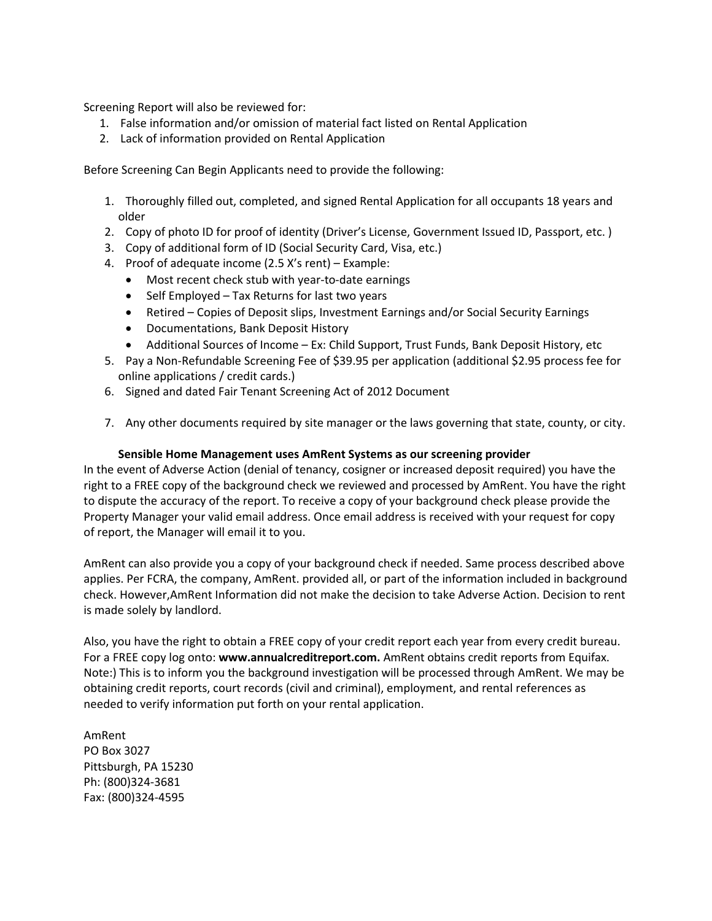Screening Report will also be reviewed for:

1. False information and/or omission of material fact listed on Rental Application
2. Lack of information provided on Rental Application

Before Screening Can Begin Applicants need to provide the following:

1. Thoroughly filled out, completed, and signed Rental Application for all occupants 18 years and older
2. Copy of photo ID for proof of identity (Driver's License, Government Issued ID, Passport, etc. )
3. Copy of additional form of ID (Social Security Card, Visa, etc.)
4. Proof of adequate income (2.5 X's rent) – Example:
   - Most recent check stub with year-to-date earnings
   - Self Employed – Tax Returns for last two years
   - Retired – Copies of Deposit slips, Investment Earnings and/or Social Security Earnings
   - Documentations, Bank Deposit History
   - Additional Sources of Income – Ex: Child Support, Trust Funds, Bank Deposit History, etc
5. Pay a Non-Refundable Screening Fee of $39.95 per application (additional $2.95 process fee for online applications / credit cards.)
6. Signed and dated Fair Tenant Screening Act of 2012 Document
7. Any other documents required by site manager or the laws governing that state, county, or city.

**Sensible Home Management uses AmRent Systems as our screening provider**

In the event of Adverse Action (denial of tenancy, cosigner or increased deposit required) you have the right to a FREE copy of the background check we reviewed and processed by AmRent. You have the right to dispute the accuracy of the report. To receive a copy of your background check please provide the Property Manager your valid email address. Once email address is received with your request for copy of report, the Manager will email it to you.

AmRent can also provide you a copy of your background check if needed. Same process described above applies. Per FCRA, the company, AmRent. provided all, or part of the information included in background check. However,AmRent Information did not make the decision to take Adverse Action. Decision to rent is made solely by landlord.

Also, you have the right to obtain a FREE copy of your credit report each year from every credit bureau. For a FREE copy log onto: **www.annualcreditreport.com.** AmRent obtains credit reports from Equifax. Note:) This is to inform you the background investigation will be processed through AmRent. We may be obtaining credit reports, court records (civil and criminal), employment, and rental references as needed to verify information put forth on your rental application.

AmRent  
PO Box 3027  
Pittsburgh, PA 15230  
Ph: (800)324-3681  
Fax: (800)324-4595